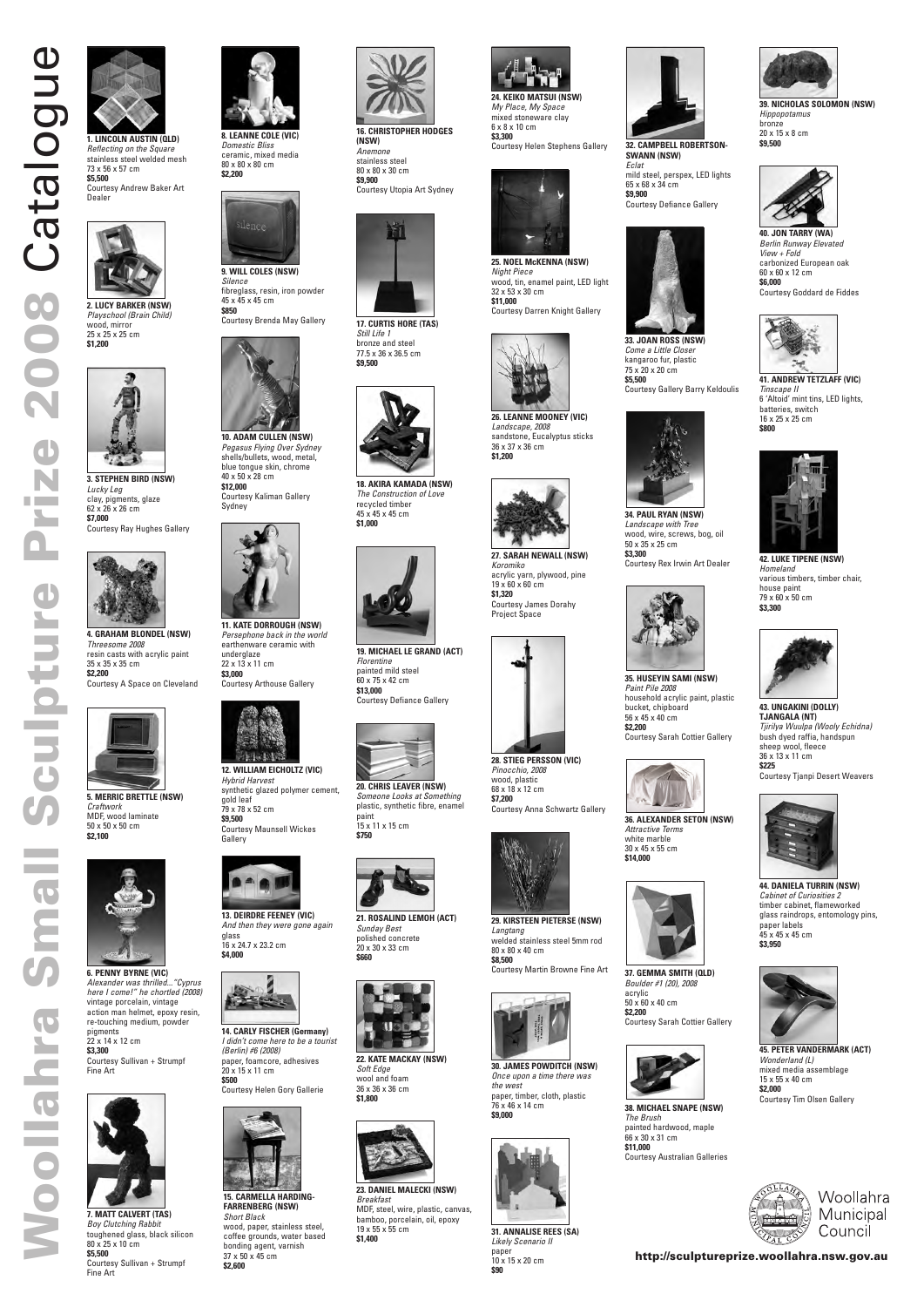# Woollahra Small Sculpture Prize 2008 Catalogue

**1. LINCOLN AUSTIN (QLD)**
*Reflecting on the Square*
stainless steel welded mesh
73 x 56 x 57 cm
**$5,500**
Courtesy Andrew Baker Art Dealer

**2. LUCY BARKER (NSW)**
*Playschool (Brain Child)*
wood, mirror
25 x 25 x 25 cm
**$1,200**

**3. STEPHEN BIRD (NSW)**
*Lucky Leg*
clay, pigments, glaze
62 x 26 x 26 cm
**$7,000**
Courtesy Ray Hughes Gallery

**4. GRAHAM BLONDEL (NSW)**
*Threesome 2008*
resin casts with acrylic paint
35 x 35 x 35 cm
**$2,200**
Courtesy A Space on Cleveland

**5. MERRIC BRETTLE (NSW)**
*Craftwork*
MDF, wood laminate
50 x 50 x 50 cm
**$2,100**

**6. PENNY BYRNE (VIC)**
*Alexander was thrilled…"Cyprus here I come!" he chortled (2008)*
vintage porcelain, vintage action man helmet, epoxy resin, re-touching medium, powder pigments
22 x 14 x 12 cm
**$3,300**
Courtesy Sullivan + Strumpf Fine Art

**7. MATT CALVERT (TAS)**
*Boy Clutching Rabbit*
toughened glass, black silicon
80 x 25 x 10 cm
**$5,500**
Courtesy Sullivan + Strumpf Fine Art

**8. LEANNE COLE (VIC)**
*Domestic Bliss*
ceramic, mixed media
80 x 80 x 80 cm
**$2,200**

**9. WILL COLES (NSW)**
*Silence*
fibreglass, resin, iron powder
45 x 45 x 45 cm
**$850**
Courtesy Brenda May Gallery

**10. ADAM CULLEN (NSW)**
*Pegasus Flying Over Sydney*
shells/bullets, wood, metal, blue tongue skin, chrome
40 x 50 x 28 cm
**$12,000**
Courtesy Kaliman Gallery Sydney

**11. KATE DORROUGH (NSW)**
*Persephone back in the world*
earthenware ceramic with underglaze
22 x 13 x 11 cm
**$3,000**
Courtesy Arthouse Gallery

**12. WILLIAM EICHOLTZ (VIC)**
*Hybrid Harvest*
synthetic glazed polymer cement, gold leaf
79 x 78 x 52 cm
**$9,500**
Courtesy Maunsell Wickes Gallery

**13. DEIRDRE FEENEY (VIC)**
*And then they were gone again*
glass
16 x 24.7 x 23.2 cm
**$4,000**

**14. CARLY FISCHER (Germany)**
*I didn't come here to be a tourist (Berlin) #6 (2008)*
paper, foamcore, adhesives
20 x 15 x 11 cm
**$500**
Courtesy Helen Gory Gallerie

**15. CARMELLA HARDING-FARRENBERG (NSW)**
*Short Black*
wood, paper, stainless steel, coffee grounds, water based bonding agent, varnish
37 x 50 x 45 cm
**$2,600**

**16. CHRISTOPHER HODGES (NSW)**
*Anemone*
stainless steel
80 x 80 x 30 cm
**$9,900**
Courtesy Utopia Art Sydney

**17. CURTIS HORE (TAS)**
*Still Life 1*
bronze and steel
77.5 x 36 x 36.5 cm
**$9,500**

**18. AKIRA KAMADA (NSW)**
*The Construction of Love*
recycled timber
45 x 45 x 45 cm
**$1,000**

**19. MICHAEL LE GRAND (ACT)**
*Florentine*
painted mild steel
60 x 75 x 42 cm
**$13,000**
Courtesy Defiance Gallery

**20. CHRIS LEAVER (NSW)**
*Someone Looks at Something*
plastic, synthetic fibre, enamel paint
15 x 11 x 15 cm
**$750**

**21. ROSALIND LEMOH (ACT)**
*Sunday Best*
polished concrete
20 x 30 x 33 cm
**$660**

**22. KATE MACKAY (NSW)**
*Soft Edge*
wool and foam
36 x 36 x 36 cm
**$1,800**

**23. DANIEL MALECKI (NSW)**
*Breakfast*
MDF, steel, wire, plastic, canvas, bamboo, porcelain, oil, epoxy
19 x 55 x 55 cm
**$1,400**

**24. KEIKO MATSUI (NSW)**
*My Place, My Space*
mixed stoneware clay
6 x 8 x 10 cm
**$3,300**
Courtesy Helen Stephens Gallery

**25. NOEL McKENNA (NSW)**
*Night Piece*
wood, tin, enamel paint, LED light
32 x 53 x 30 cm
**$11,000**
Courtesy Darren Knight Gallery

**26. LEANNE MOONEY (VIC)**
*Landscape, 2008*
sandstone, Eucalyptus sticks
36 x 37 x 36 cm
**$1,200**

**27. SARAH NEWALL (NSW)**
*Koromiko*
acrylic yarn, plywood, pine
19 x 60 x 60 cm
**$1,320**
Courtesy James Dorahy Project Space

**28. STIEG PERSSON (VIC)**
*Pinocchio, 2008*
wood, plastic
68 x 18 x 12 cm
**$7,200**
Courtesy Anna Schwartz Gallery

**29. KIRSTEEN PIETERSE (NSW)**
*Langtang*
welded stainless steel 5mm rod
80 x 80 x 40 cm
**$8,500**
Courtesy Martin Browne Fine Art

**30. JAMES POWDITCH (NSW)**
*Once upon a time there was the west*
paper, timber, cloth, plastic
76 x 46 x 14 cm
**$9,000**

**31. ANNALISE REES (SA)**
*Likely Scenario II*
paper
10 x 15 x 20 cm
**$90**

**32. CAMPBELL ROBERTSON-SWANN (NSW)**
*Eclat*
mild steel, perspex, LED lights
65 x 68 x 34 cm
**$9,900**
Courtesy Defiance Gallery

**33. JOAN ROSS (NSW)**
*Come a Little Closer*
kangaroo fur, plastic
75 x 20 x 20 cm
**$5,500**
Courtesy Gallery Barry Keldoulis

**34. PAUL RYAN (NSW)**
*Landscape with Tree*
wood, wire, screws, bog, oil
50 x 35 x 25 cm
**$3,300**
Courtesy Rex Irwin Art Dealer

**35. HUSEYIN SAMI (NSW)**
*Paint Pile 2008*
household acrylic paint, plastic bucket, chipboard
56 x 45 x 40 cm
**$2,200**
Courtesy Sarah Cottier Gallery

**36. ALEXANDER SETON (NSW)**
*Attractive Terms*
white marble
30 x 45 x 55 cm
**$14,000**

**37. GEMMA SMITH (QLD)**
*Boulder #1 (20), 2008*
acrylic
50 x 60 x 40 cm
**$2,200**
Courtesy Sarah Cottier Gallery

**38. MICHAEL SNAPE (NSW)**
*The Brush*
painted hardwood, maple
66 x 30 x 31 cm
**$11,000**
Courtesy Australian Galleries

**39. NICHOLAS SOLOMON (NSW)**
*Hippopotamus*
bronze
20 x 15 x 8 cm
**$9,500**

**40. JON TARRY (WA)**
*Berlin Runway Elevated View + Fold*
carbonized European oak
60 x 60 x 12 cm
**$6,000**
Courtesy Goddard de Fiddes

**41. ANDREW TETZLAFF (VIC)**
*Tinscape II*
6 'Altoid' mint tins, LED lights, batteries, switch
16 x 25 x 25 cm
**$800**

**42. LUKE TIPENE (NSW)**
*Homeland*
various timbers, timber chair, house paint
79 x 60 x 50 cm
**$3,300**

**43. UNGAKINI (DOLLY) TJANGALA (NT)**
*Tjirilya Wuulpa (Wooly Echidna)*
bush dyed raffia, handspun sheep wool, fleece
36 x 13 x 11 cm
**$225**
Courtesy Tjanpi Desert Weavers

**44. DANIELA TURRIN (NSW)**
*Cabinet of Curiosities 2*
timber cabinet, flameworked glass raindrops, entomology pins, paper labels
45 x 45 x 45 cm
**$3,950**

**45. PETER VANDERMARK (ACT)**
*Wonderland (L)*
mixed media assemblage
15 x 55 x 40 cm
**$2,000**
Courtesy Tim Olsen Gallery

Woollahra Municipal Council

**http://sculptureprize.woollahra.nsw.gov.au**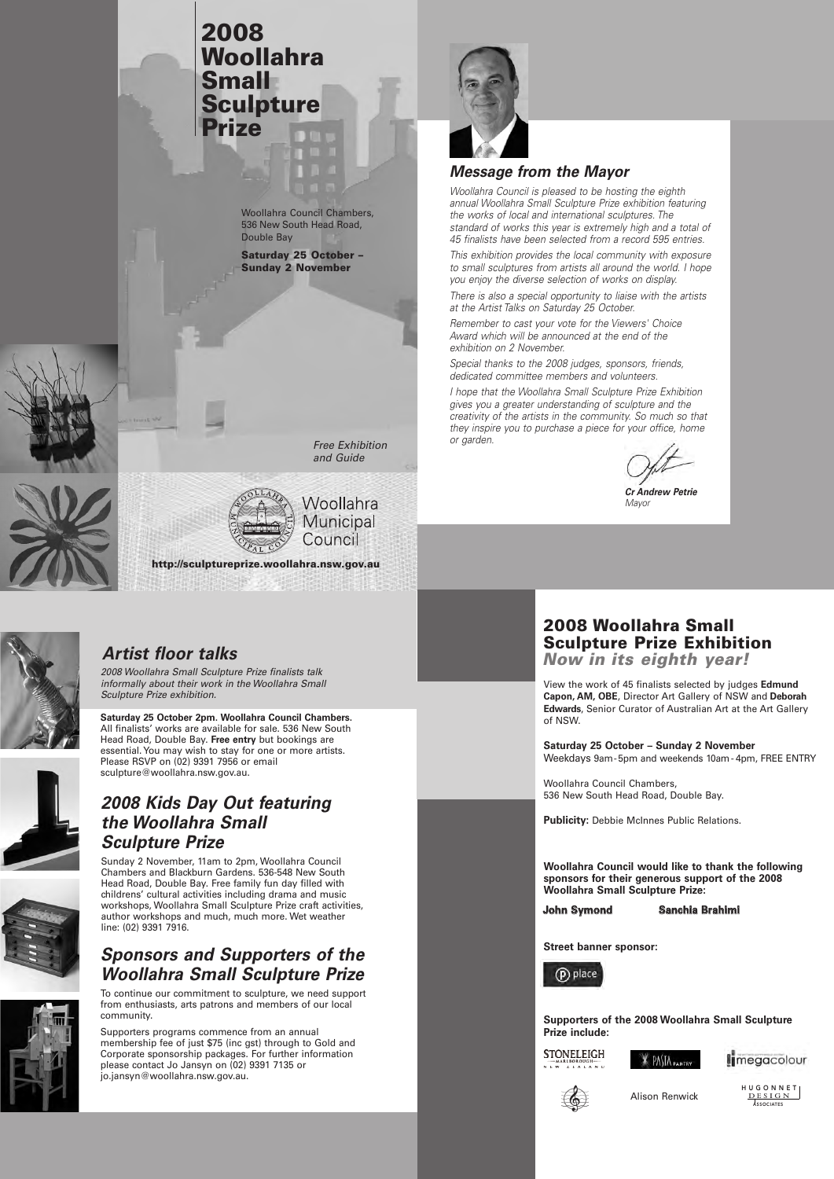# 2008 Woollahra Small Sculpture Prize

Woollahra Council Chambers, 536 New South Head Road, Double Bay

**Saturday 25 October – Sunday 2 November**

*Free Exhibition and Guide*

Woollahra Municipal Council

**http://sculptureprize.woollahra.nsw.gov.au**

## *Message from the Mayor*

*Woollahra Council is pleased to be hosting the eighth annual Woollahra Small Sculpture Prize exhibition featuring the works of local and international sculptures. The standard of works this year is extremely high and a total of 45 finalists have been selected from a record 595 entries.*

*This exhibition provides the local community with exposure to small sculptures from artists all around the world. I hope you enjoy the diverse selection of works on display.*

*There is also a special opportunity to liaise with the artists at the Artist Talks on Saturday 25 October.*

*Remember to cast your vote for the Viewers' Choice Award which will be announced at the end of the exhibition on 2 November.*

*Special thanks to the 2008 judges, sponsors, friends, dedicated committee members and volunteers.*

*I hope that the Woollahra Small Sculpture Prize Exhibition gives you a greater understanding of sculpture and the creativity of the artists in the community. So much so that they inspire you to purchase a piece for your office, home or garden.*

***Cr Andrew Petrie***
*Mayor*

## *Artist floor talks*

*2008 Woollahra Small Sculpture Prize finalists talk informally about their work in the Woollahra Small Sculpture Prize exhibition.*

**Saturday 25 October 2pm. Woollahra Council Chambers.** All finalists' works are available for sale. 536 New South Head Road, Double Bay. **Free entry** but bookings are essential. You may wish to stay for one or more artists. Please RSVP on (02) 9391 7956 or email sculpture@woollahra.nsw.gov.au.

## *2008 Kids Day Out featuring the Woollahra Small Sculpture Prize*

Sunday 2 November, 11am to 2pm, Woollahra Council Chambers and Blackburn Gardens. 536-548 New South Head Road, Double Bay. Free family fun day filled with childrens' cultural activities including drama and music workshops, Woollahra Small Sculpture Prize craft activities, author workshops and much, much more. Wet weather line: (02) 9391 7916.

## *Sponsors and Supporters of the Woollahra Small Sculpture Prize*

To continue our commitment to sculpture, we need support from enthusiasts, arts patrons and members of our local community.

Supporters programs commence from an annual membership fee of just $75 (inc gst) through to Gold and Corporate sponsorship packages. For further information please contact Jo Jansyn on (02) 9391 7135 or jo.jansyn@woollahra.nsw.gov.au.

## 2008 Woollahra Small Sculpture Prize Exhibition
### *Now in its eighth year!*

View the work of 45 finalists selected by judges **Edmund Capon, AM, OBE**, Director Art Gallery of NSW and **Deborah Edwards**, Senior Curator of Australian Art at the Art Gallery of NSW.

**Saturday 25 October – Sunday 2 November**
Weekdays 9am-5pm and weekends 10am-4pm, FREE ENTRY

Woollahra Council Chambers,
536 New South Head Road, Double Bay.

**Publicity:** Debbie McInnes Public Relations.

**Woollahra Council would like to thank the following sponsors for their generous support of the 2008 Woollahra Small Sculpture Prize:**

**John Symond** **Sanchia Brahimi**

**Street banner sponsor:**

place

**Supporters of the 2008 Woollahra Small Sculpture Prize include:**

STONELEIGH MARLBOROUGH NEW ZEALAND

PASTA PANTRY

megacolour

Alison Renwick

HUGONNET DESIGN ASSOCIATES